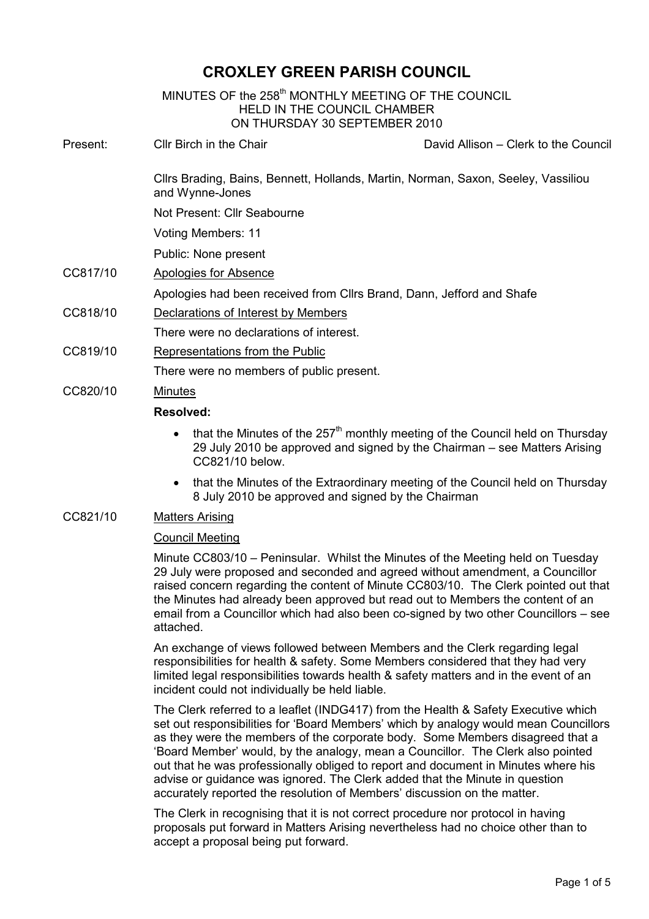# CROXLEY GREEN PARISH COUNCIL

MINUTES OF the 258th MONTHLY MEETING OF THE COUNCIL
HELD IN THE COUNCIL CHAMBER
ON THURSDAY 30 SEPTEMBER 2010

Present: Cllr Birch in the Chair — David Allison – Clerk to the Council

Cllrs Brading, Bains, Bennett, Hollands, Martin, Norman, Saxon, Seeley, Vassiliou and Wynne-Jones

Not Present: Cllr Seabourne

Voting Members: 11

Public: None present

**CC817/10** Apologies for Absence

Apologies had been received from Cllrs Brand, Dann, Jefford and Shafe

**CC818/10** Declarations of Interest by Members

There were no declarations of interest.

**CC819/10** Representations from the Public

There were no members of public present.

**CC820/10** Minutes

**Resolved:**

- that the Minutes of the 257th monthly meeting of the Council held on Thursday 29 July 2010 be approved and signed by the Chairman – see Matters Arising CC821/10 below.
- that the Minutes of the Extraordinary meeting of the Council held on Thursday 8 July 2010 be approved and signed by the Chairman

**CC821/10** Matters Arising

Council Meeting

Minute CC803/10 – Peninsular. Whilst the Minutes of the Meeting held on Tuesday 29 July were proposed and seconded and agreed without amendment, a Councillor raised concern regarding the content of Minute CC803/10. The Clerk pointed out that the Minutes had already been approved but read out to Members the content of an email from a Councillor which had also been co-signed by two other Councillors – see attached.

An exchange of views followed between Members and the Clerk regarding legal responsibilities for health & safety. Some Members considered that they had very limited legal responsibilities towards health & safety matters and in the event of an incident could not individually be held liable.

The Clerk referred to a leaflet (INDG417) from the Health & Safety Executive which set out responsibilities for 'Board Members' which by analogy would mean Councillors as they were the members of the corporate body. Some Members disagreed that a 'Board Member' would, by the analogy, mean a Councillor. The Clerk also pointed out that he was professionally obliged to report and document in Minutes where his advise or guidance was ignored. The Clerk added that the Minute in question accurately reported the resolution of Members' discussion on the matter.

The Clerk in recognising that it is not correct procedure nor protocol in having proposals put forward in Matters Arising nevertheless had no choice other than to accept a proposal being put forward.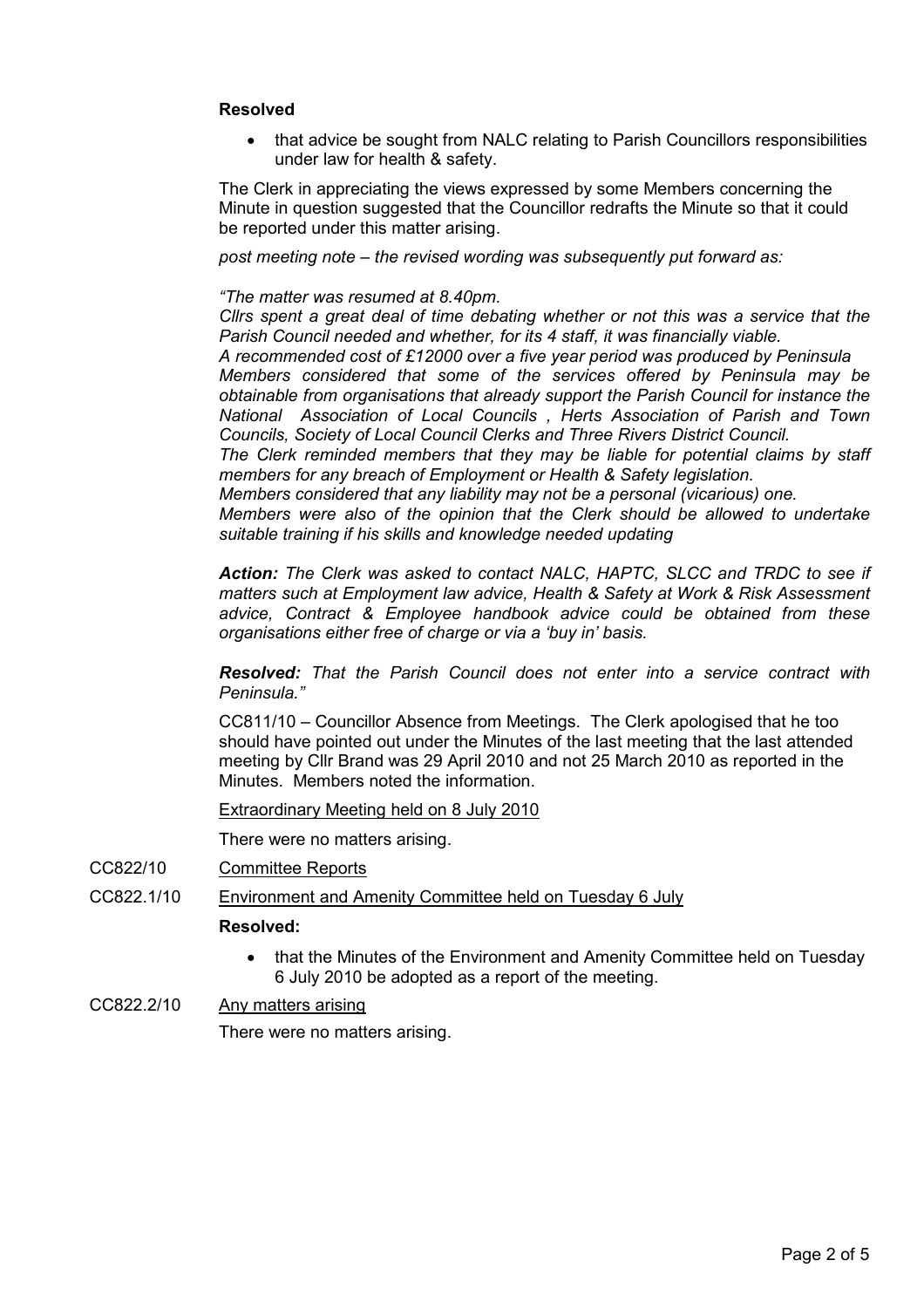**Resolved**

- that advice be sought from NALC relating to Parish Councillors responsibilities under law for health & safety.

The Clerk in appreciating the views expressed by some Members concerning the Minute in question suggested that the Councillor redrafts the Minute so that it could be reported under this matter arising.

*post meeting note – the revised wording was subsequently put forward as:*

*"The matter was resumed at 8.40pm.*
*Cllrs spent a great deal of time debating whether or not this was a service that the Parish Council needed and whether, for its 4 staff, it was financially viable.*
*A recommended cost of £12000 over a five year period was produced by Peninsula*
*Members considered that some of the services offered by Peninsula may be obtainable from organisations that already support the Parish Council for instance the National Association of Local Councils , Herts Association of Parish and Town Councils, Society of Local Council Clerks and Three Rivers District Council.*
*The Clerk reminded members that they may be liable for potential claims by staff members for any breach of Employment or Health & Safety legislation.*
*Members considered that any liability may not be a personal (vicarious) one.*
*Members were also of the opinion that the Clerk should be allowed to undertake suitable training if his skills and knowledge needed updating*

***Action:*** *The Clerk was asked to contact NALC, HAPTC, SLCC and TRDC to see if matters such at Employment law advice, Health & Safety at Work & Risk Assessment advice, Contract & Employee handbook advice could be obtained from these organisations either free of charge or via a 'buy in' basis.*

***Resolved:*** *That the Parish Council does not enter into a service contract with Peninsula."*

CC811/10 – Councillor Absence from Meetings. The Clerk apologised that he too should have pointed out under the Minutes of the last meeting that the last attended meeting by Cllr Brand was 29 April 2010 and not 25 March 2010 as reported in the Minutes. Members noted the information.

Extraordinary Meeting held on 8 July 2010

There were no matters arising.

CC822/10 Committee Reports

CC822.1/10 Environment and Amenity Committee held on Tuesday 6 July

**Resolved:**

- that the Minutes of the Environment and Amenity Committee held on Tuesday 6 July 2010 be adopted as a report of the meeting.

CC822.2/10 Any matters arising

There were no matters arising.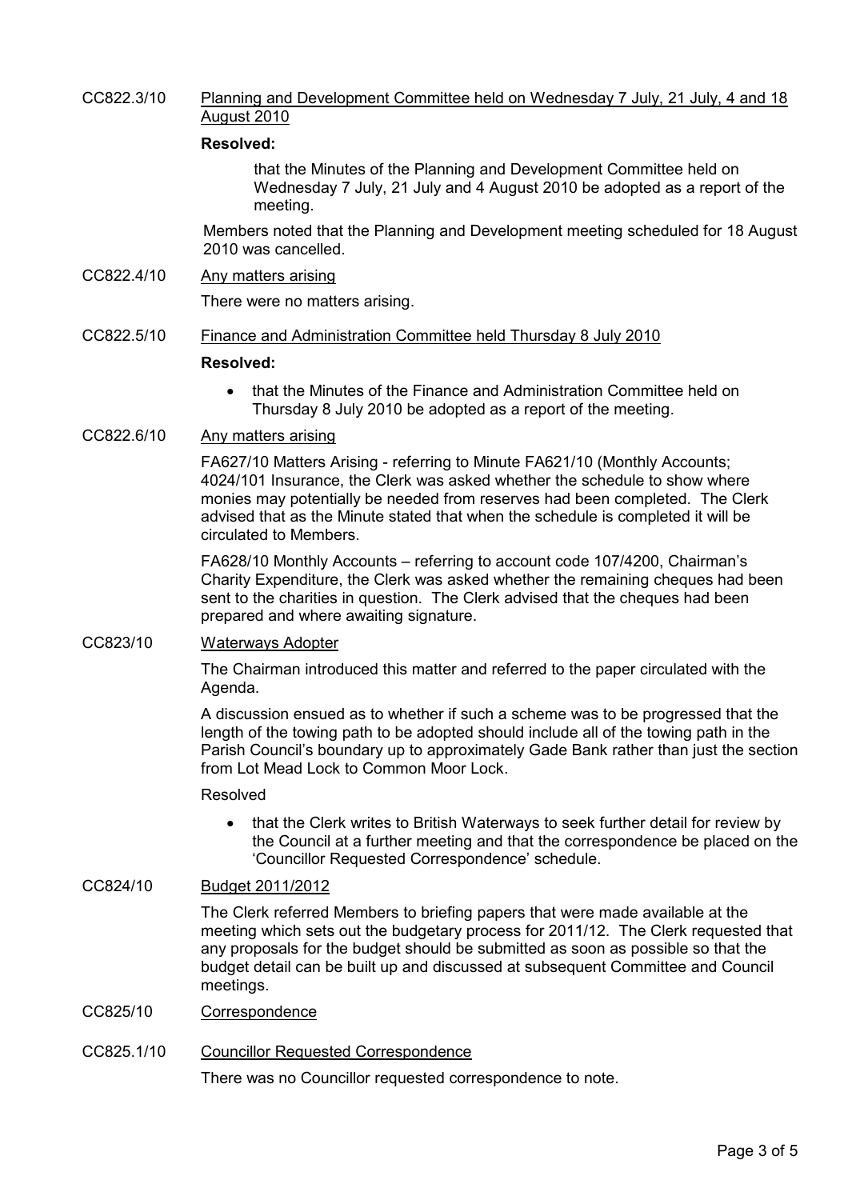CC822.3/10 Planning and Development Committee held on Wednesday 7 July, 21 July, 4 and 18 August 2010

**Resolved:**

that the Minutes of the Planning and Development Committee held on Wednesday 7 July, 21 July and 4 August 2010 be adopted as a report of the meeting.

Members noted that the Planning and Development meeting scheduled for 18 August 2010 was cancelled.

CC822.4/10 Any matters arising

There were no matters arising.

CC822.5/10 Finance and Administration Committee held Thursday 8 July 2010

**Resolved:**

- that the Minutes of the Finance and Administration Committee held on Thursday 8 July 2010 be adopted as a report of the meeting.

CC822.6/10 Any matters arising

FA627/10 Matters Arising - referring to Minute FA621/10 (Monthly Accounts; 4024/101 Insurance, the Clerk was asked whether the schedule to show where monies may potentially be needed from reserves had been completed. The Clerk advised that as the Minute stated that when the schedule is completed it will be circulated to Members.

FA628/10 Monthly Accounts – referring to account code 107/4200, Chairman's Charity Expenditure, the Clerk was asked whether the remaining cheques had been sent to the charities in question. The Clerk advised that the cheques had been prepared and where awaiting signature.

CC823/10 Waterways Adopter

The Chairman introduced this matter and referred to the paper circulated with the Agenda.

A discussion ensued as to whether if such a scheme was to be progressed that the length of the towing path to be adopted should include all of the towing path in the Parish Council's boundary up to approximately Gade Bank rather than just the section from Lot Mead Lock to Common Moor Lock.

Resolved

- that the Clerk writes to British Waterways to seek further detail for review by the Council at a further meeting and that the correspondence be placed on the 'Councillor Requested Correspondence' schedule.

CC824/10 Budget 2011/2012

The Clerk referred Members to briefing papers that were made available at the meeting which sets out the budgetary process for 2011/12. The Clerk requested that any proposals for the budget should be submitted as soon as possible so that the budget detail can be built up and discussed at subsequent Committee and Council meetings.

CC825/10 Correspondence

CC825.1/10 Councillor Requested Correspondence

There was no Councillor requested correspondence to note.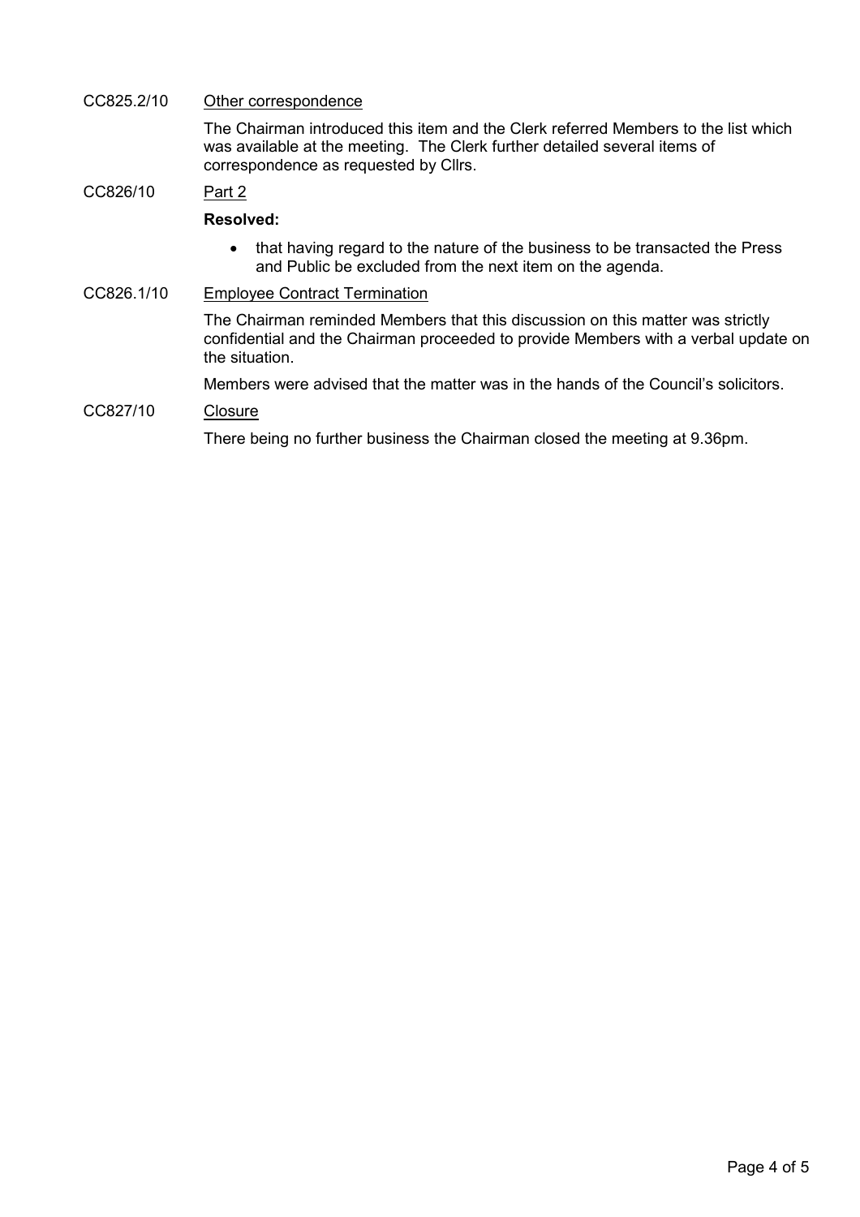CC825.2/10 <u>Other correspondence</u>

The Chairman introduced this item and the Clerk referred Members to the list which was available at the meeting. The Clerk further detailed several items of correspondence as requested by Cllrs.

CC826/10 <u>Part 2</u>

**Resolved:**

- that having regard to the nature of the business to be transacted the Press and Public be excluded from the next item on the agenda.

CC826.1/10 <u>Employee Contract Termination</u>

The Chairman reminded Members that this discussion on this matter was strictly confidential and the Chairman proceeded to provide Members with a verbal update on the situation.

Members were advised that the matter was in the hands of the Council's solicitors.

CC827/10 <u>Closure</u>

There being no further business the Chairman closed the meeting at 9.36pm.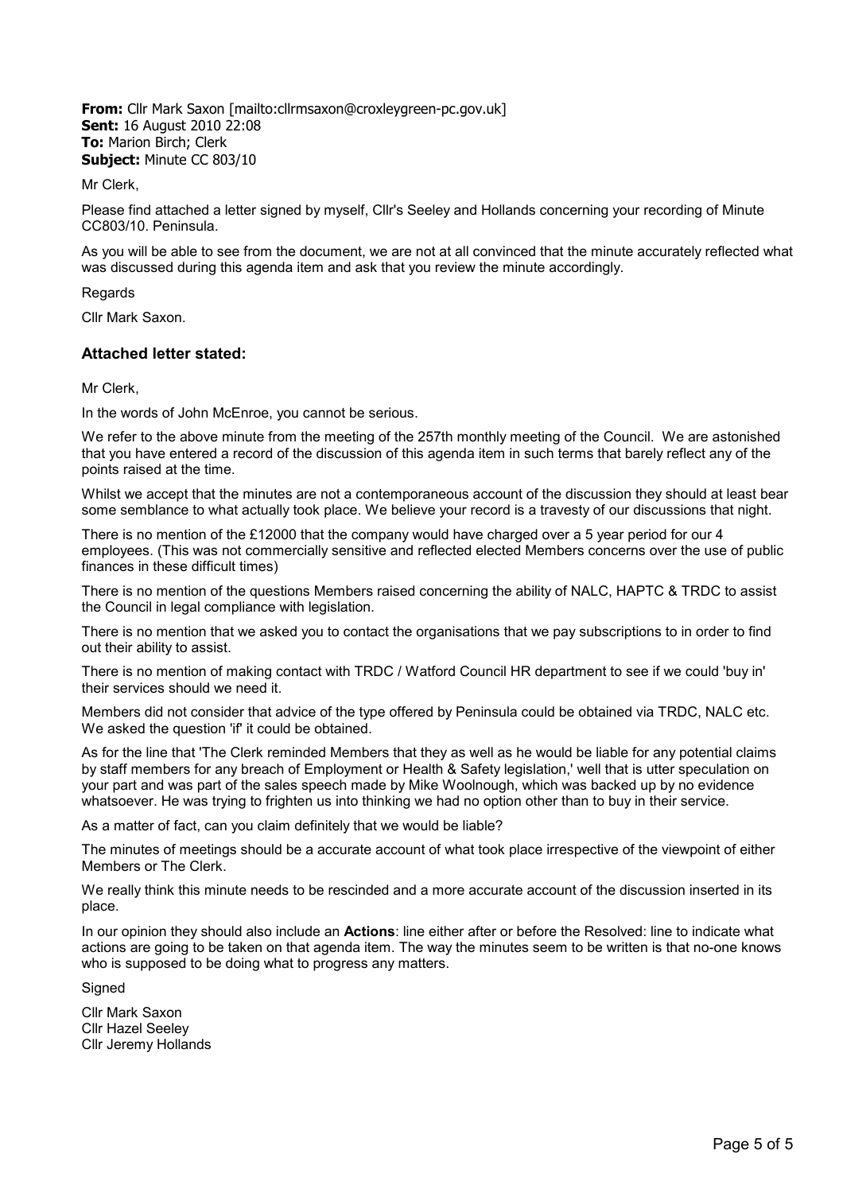**From:** Cllr Mark Saxon [mailto:cllrmsaxon@croxleygreen-pc.gov.uk]
**Sent:** 16 August 2010 22:08
**To:** Marion Birch; Clerk
**Subject:** Minute CC 803/10

Mr Clerk,

Please find attached a letter signed by myself, Cllr's Seeley and Hollands concerning your recording of Minute CC803/10. Peninsula.

As you will be able to see from the document, we are not at all convinced that the minute accurately reflected what was discussed during this agenda item and ask that you review the minute accordingly.

Regards

Cllr Mark Saxon.

### Attached letter stated:

Mr Clerk,

In the words of John McEnroe, you cannot be serious.

We refer to the above minute from the meeting of the 257th monthly meeting of the Council. We are astonished that you have entered a record of the discussion of this agenda item in such terms that barely reflect any of the points raised at the time.

Whilst we accept that the minutes are not a contemporaneous account of the discussion they should at least bear some semblance to what actually took place. We believe your record is a travesty of our discussions that night.

There is no mention of the £12000 that the company would have charged over a 5 year period for our 4 employees. (This was not commercially sensitive and reflected elected Members concerns over the use of public finances in these difficult times)

There is no mention of the questions Members raised concerning the ability of NALC, HAPTC & TRDC to assist the Council in legal compliance with legislation.

There is no mention that we asked you to contact the organisations that we pay subscriptions to in order to find out their ability to assist.

There is no mention of making contact with TRDC / Watford Council HR department to see if we could 'buy in' their services should we need it.

Members did not consider that advice of the type offered by Peninsula could be obtained via TRDC, NALC etc. We asked the question 'if' it could be obtained.

As for the line that 'The Clerk reminded Members that they as well as he would be liable for any potential claims by staff members for any breach of Employment or Health & Safety legislation,' well that is utter speculation on your part and was part of the sales speech made by Mike Woolnough, which was backed up by no evidence whatsoever. He was trying to frighten us into thinking we had no option other than to buy in their service.

As a matter of fact, can you claim definitely that we would be liable?

The minutes of meetings should be a accurate account of what took place irrespective of the viewpoint of either Members or The Clerk.

We really think this minute needs to be rescinded and a more accurate account of the discussion inserted in its place.

In our opinion they should also include an **Actions**: line either after or before the Resolved: line to indicate what actions are going to be taken on that agenda item. The way the minutes seem to be written is that no-one knows who is supposed to be doing what to progress any matters.

Signed

Cllr Mark Saxon
Cllr Hazel Seeley
Cllr Jeremy Hollands